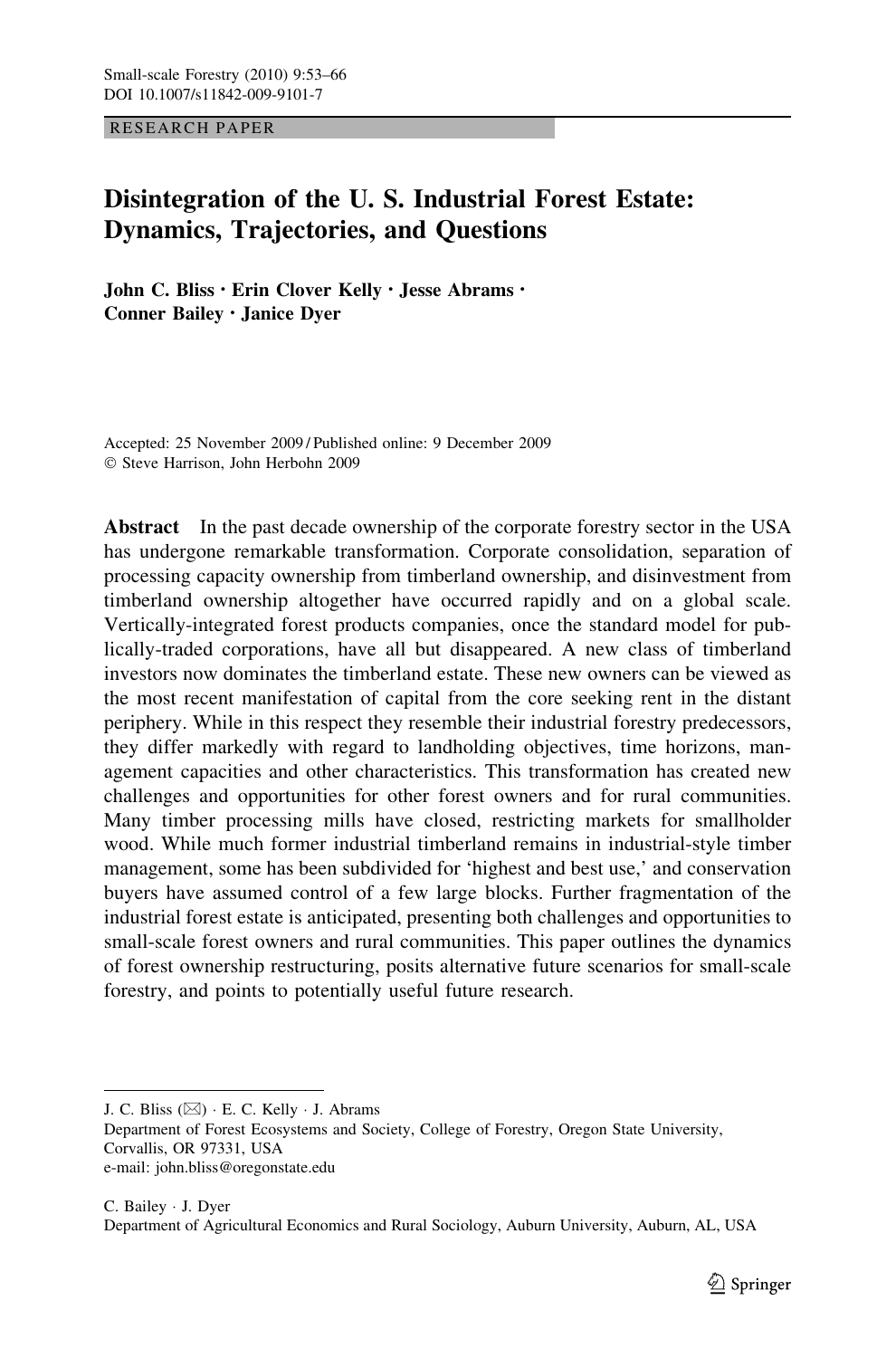RESEARCH PAPER

# Disintegration of the U. S. Industrial Forest Estate: Dynamics, Trajectories, and Questions

**John C. Bliss · Erin Clover Kelly · Jesse Abrams · Conner Bailey · Janice Dyer**

Accepted: 25 November 2009 / Published online: 9 December 2009
© Steve Harrison, John Herbohn 2009

**Abstract** In the past decade ownership of the corporate forestry sector in the USA has undergone remarkable transformation. Corporate consolidation, separation of processing capacity ownership from timberland ownership, and disinvestment from timberland ownership altogether have occurred rapidly and on a global scale. Vertically-integrated forest products companies, once the standard model for publically-traded corporations, have all but disappeared. A new class of timberland investors now dominates the timberland estate. These new owners can be viewed as the most recent manifestation of capital from the core seeking rent in the distant periphery. While in this respect they resemble their industrial forestry predecessors, they differ markedly with regard to landholding objectives, time horizons, management capacities and other characteristics. This transformation has created new challenges and opportunities for other forest owners and for rural communities. Many timber processing mills have closed, restricting markets for smallholder wood. While much former industrial timberland remains in industrial-style timber management, some has been subdivided for 'highest and best use,' and conservation buyers have assumed control of a few large blocks. Further fragmentation of the industrial forest estate is anticipated, presenting both challenges and opportunities to small-scale forest owners and rural communities. This paper outlines the dynamics of forest ownership restructuring, posits alternative future scenarios for small-scale forestry, and points to potentially useful future research.

---

J. C. Bliss (✉) · E. C. Kelly · J. Abrams
Department of Forest Ecosystems and Society, College of Forestry, Oregon State University, Corvallis, OR 97331, USA
e-mail: john.bliss@oregonstate.edu

C. Bailey · J. Dyer
Department of Agricultural Economics and Rural Sociology, Auburn University, Auburn, AL, USA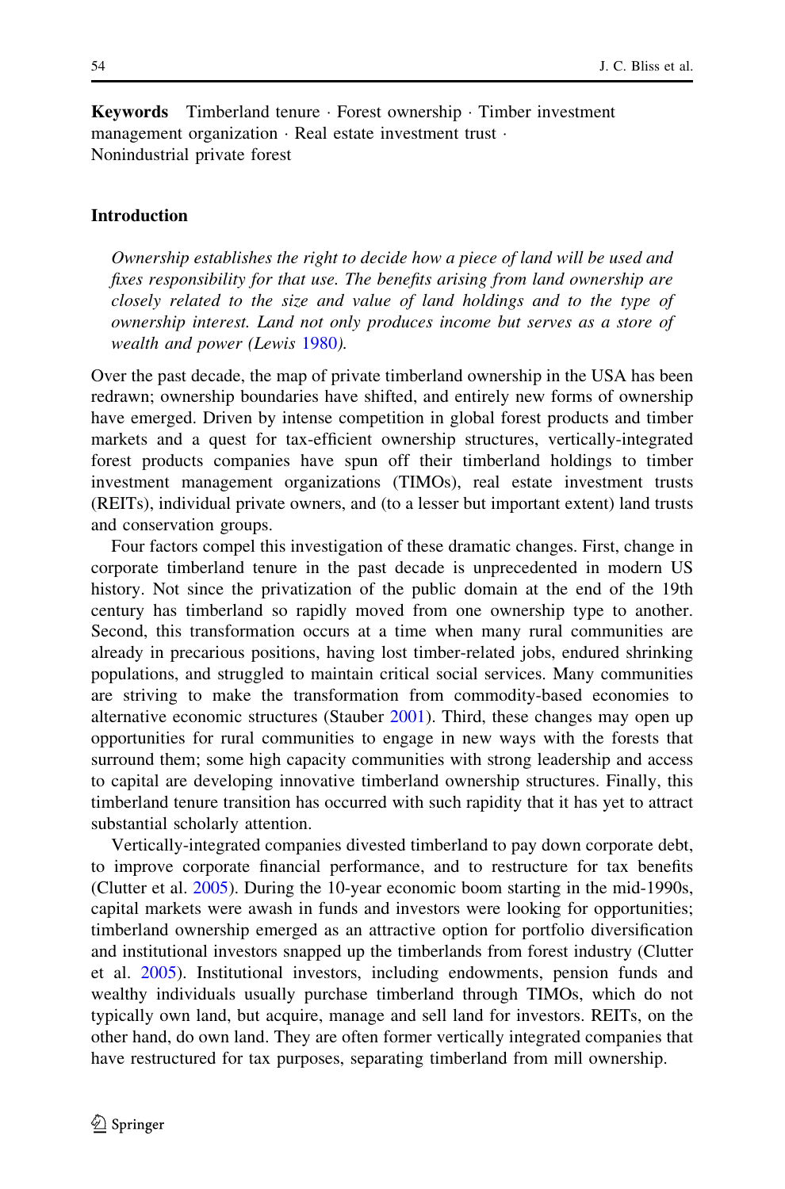**Keywords** Timberland tenure · Forest ownership · Timber investment management organization · Real estate investment trust · Nonindustrial private forest

## Introduction

*Ownership establishes the right to decide how a piece of land will be used and fixes responsibility for that use. The benefits arising from land ownership are closely related to the size and value of land holdings and to the type of ownership interest. Land not only produces income but serves as a store of wealth and power (Lewis 1980).*

Over the past decade, the map of private timberland ownership in the USA has been redrawn; ownership boundaries have shifted, and entirely new forms of ownership have emerged. Driven by intense competition in global forest products and timber markets and a quest for tax-efficient ownership structures, vertically-integrated forest products companies have spun off their timberland holdings to timber investment management organizations (TIMOs), real estate investment trusts (REITs), individual private owners, and (to a lesser but important extent) land trusts and conservation groups.

Four factors compel this investigation of these dramatic changes. First, change in corporate timberland tenure in the past decade is unprecedented in modern US history. Not since the privatization of the public domain at the end of the 19th century has timberland so rapidly moved from one ownership type to another. Second, this transformation occurs at a time when many rural communities are already in precarious positions, having lost timber-related jobs, endured shrinking populations, and struggled to maintain critical social services. Many communities are striving to make the transformation from commodity-based economies to alternative economic structures (Stauber 2001). Third, these changes may open up opportunities for rural communities to engage in new ways with the forests that surround them; some high capacity communities with strong leadership and access to capital are developing innovative timberland ownership structures. Finally, this timberland tenure transition has occurred with such rapidity that it has yet to attract substantial scholarly attention.

Vertically-integrated companies divested timberland to pay down corporate debt, to improve corporate financial performance, and to restructure for tax benefits (Clutter et al. 2005). During the 10-year economic boom starting in the mid-1990s, capital markets were awash in funds and investors were looking for opportunities; timberland ownership emerged as an attractive option for portfolio diversification and institutional investors snapped up the timberlands from forest industry (Clutter et al. 2005). Institutional investors, including endowments, pension funds and wealthy individuals usually purchase timberland through TIMOs, which do not typically own land, but acquire, manage and sell land for investors. REITs, on the other hand, do own land. They are often former vertically integrated companies that have restructured for tax purposes, separating timberland from mill ownership.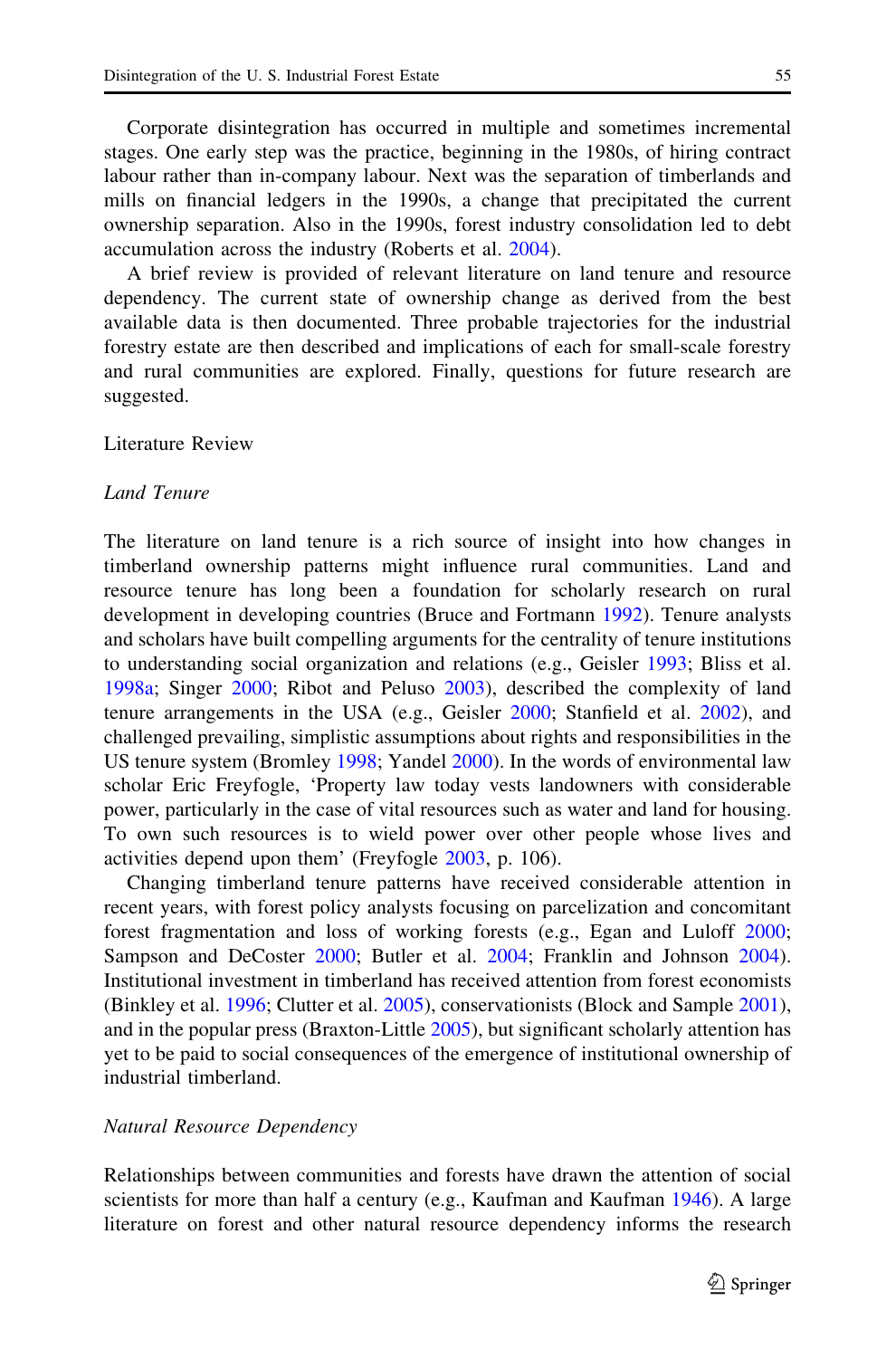Corporate disintegration has occurred in multiple and sometimes incremental stages. One early step was the practice, beginning in the 1980s, of hiring contract labour rather than in-company labour. Next was the separation of timberlands and mills on financial ledgers in the 1990s, a change that precipitated the current ownership separation. Also in the 1990s, forest industry consolidation led to debt accumulation across the industry (Roberts et al. 2004).

A brief review is provided of relevant literature on land tenure and resource dependency. The current state of ownership change as derived from the best available data is then documented. Three probable trajectories for the industrial forestry estate are then described and implications of each for small-scale forestry and rural communities are explored. Finally, questions for future research are suggested.

## Literature Review

### *Land Tenure*

The literature on land tenure is a rich source of insight into how changes in timberland ownership patterns might influence rural communities. Land and resource tenure has long been a foundation for scholarly research on rural development in developing countries (Bruce and Fortmann 1992). Tenure analysts and scholars have built compelling arguments for the centrality of tenure institutions to understanding social organization and relations (e.g., Geisler 1993; Bliss et al. 1998a; Singer 2000; Ribot and Peluso 2003), described the complexity of land tenure arrangements in the USA (e.g., Geisler 2000; Stanfield et al. 2002), and challenged prevailing, simplistic assumptions about rights and responsibilities in the US tenure system (Bromley 1998; Yandel 2000). In the words of environmental law scholar Eric Freyfogle, 'Property law today vests landowners with considerable power, particularly in the case of vital resources such as water and land for housing. To own such resources is to wield power over other people whose lives and activities depend upon them' (Freyfogle 2003, p. 106).

Changing timberland tenure patterns have received considerable attention in recent years, with forest policy analysts focusing on parcelization and concomitant forest fragmentation and loss of working forests (e.g., Egan and Luloff 2000; Sampson and DeCoster 2000; Butler et al. 2004; Franklin and Johnson 2004). Institutional investment in timberland has received attention from forest economists (Binkley et al. 1996; Clutter et al. 2005), conservationists (Block and Sample 2001), and in the popular press (Braxton-Little 2005), but significant scholarly attention has yet to be paid to social consequences of the emergence of institutional ownership of industrial timberland.

### *Natural Resource Dependency*

Relationships between communities and forests have drawn the attention of social scientists for more than half a century (e.g., Kaufman and Kaufman 1946). A large literature on forest and other natural resource dependency informs the research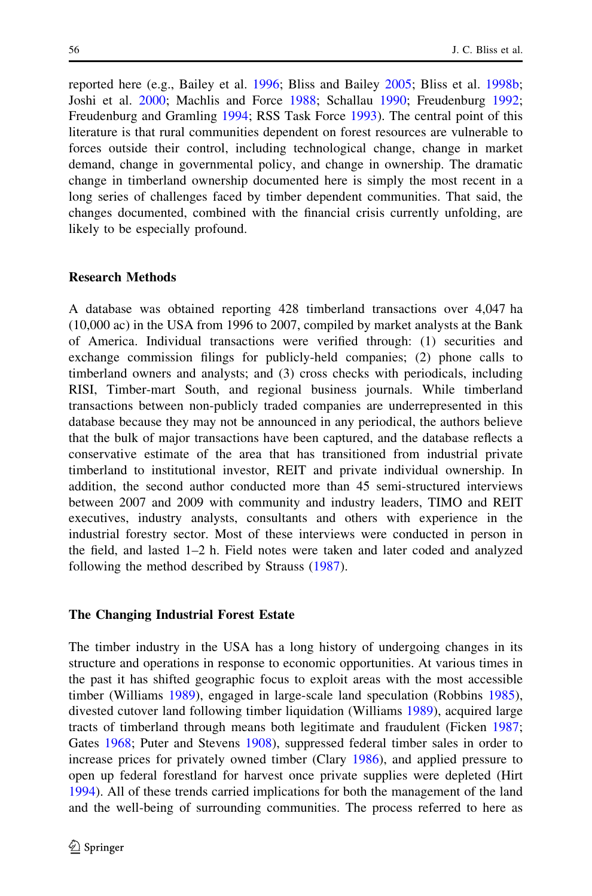reported here (e.g., Bailey et al. 1996; Bliss and Bailey 2005; Bliss et al. 1998b; Joshi et al. 2000; Machlis and Force 1988; Schallau 1990; Freudenburg 1992; Freudenburg and Gramling 1994; RSS Task Force 1993). The central point of this literature is that rural communities dependent on forest resources are vulnerable to forces outside their control, including technological change, change in market demand, change in governmental policy, and change in ownership. The dramatic change in timberland ownership documented here is simply the most recent in a long series of challenges faced by timber dependent communities. That said, the changes documented, combined with the financial crisis currently unfolding, are likely to be especially profound.

## Research Methods

A database was obtained reporting 428 timberland transactions over 4,047 ha (10,000 ac) in the USA from 1996 to 2007, compiled by market analysts at the Bank of America. Individual transactions were verified through: (1) securities and exchange commission filings for publicly-held companies; (2) phone calls to timberland owners and analysts; and (3) cross checks with periodicals, including RISI, Timber-mart South, and regional business journals. While timberland transactions between non-publicly traded companies are underrepresented in this database because they may not be announced in any periodical, the authors believe that the bulk of major transactions have been captured, and the database reflects a conservative estimate of the area that has transitioned from industrial private timberland to institutional investor, REIT and private individual ownership. In addition, the second author conducted more than 45 semi-structured interviews between 2007 and 2009 with community and industry leaders, TIMO and REIT executives, industry analysts, consultants and others with experience in the industrial forestry sector. Most of these interviews were conducted in person in the field, and lasted 1–2 h. Field notes were taken and later coded and analyzed following the method described by Strauss (1987).

## The Changing Industrial Forest Estate

The timber industry in the USA has a long history of undergoing changes in its structure and operations in response to economic opportunities. At various times in the past it has shifted geographic focus to exploit areas with the most accessible timber (Williams 1989), engaged in large-scale land speculation (Robbins 1985), divested cutover land following timber liquidation (Williams 1989), acquired large tracts of timberland through means both legitimate and fraudulent (Ficken 1987; Gates 1968; Puter and Stevens 1908), suppressed federal timber sales in order to increase prices for privately owned timber (Clary 1986), and applied pressure to open up federal forestland for harvest once private supplies were depleted (Hirt 1994). All of these trends carried implications for both the management of the land and the well-being of surrounding communities. The process referred to here as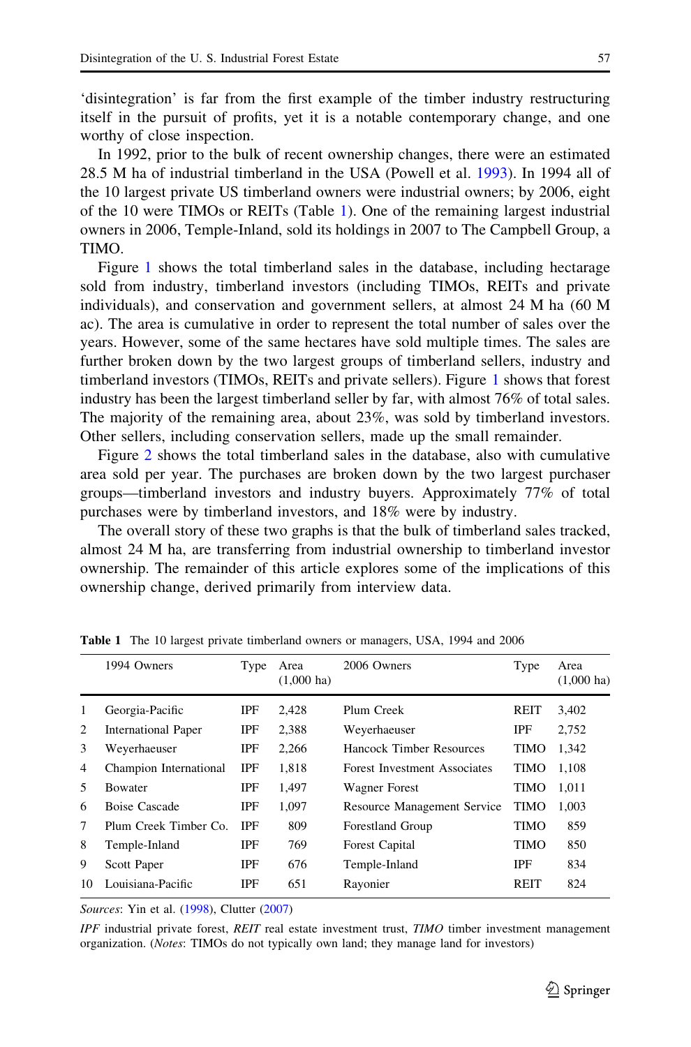'disintegration' is far from the first example of the timber industry restructuring itself in the pursuit of profits, yet it is a notable contemporary change, and one worthy of close inspection.

In 1992, prior to the bulk of recent ownership changes, there were an estimated 28.5 M ha of industrial timberland in the USA (Powell et al. 1993). In 1994 all of the 10 largest private US timberland owners were industrial owners; by 2006, eight of the 10 were TIMOs or REITs (Table 1). One of the remaining largest industrial owners in 2006, Temple-Inland, sold its holdings in 2007 to The Campbell Group, a TIMO.

Figure 1 shows the total timberland sales in the database, including hectarage sold from industry, timberland investors (including TIMOs, REITs and private individuals), and conservation and government sellers, at almost 24 M ha (60 M ac). The area is cumulative in order to represent the total number of sales over the years. However, some of the same hectares have sold multiple times. The sales are further broken down by the two largest groups of timberland sellers, industry and timberland investors (TIMOs, REITs and private sellers). Figure 1 shows that forest industry has been the largest timberland seller by far, with almost 76% of total sales. The majority of the remaining area, about 23%, was sold by timberland investors. Other sellers, including conservation sellers, made up the small remainder.

Figure 2 shows the total timberland sales in the database, also with cumulative area sold per year. The purchases are broken down by the two largest purchaser groups—timberland investors and industry buyers. Approximately 77% of total purchases were by timberland investors, and 18% were by industry.

The overall story of these two graphs is that the bulk of timberland sales tracked, almost 24 M ha, are transferring from industrial ownership to timberland investor ownership. The remainder of this article explores some of the implications of this ownership change, derived primarily from interview data.

**Table 1** The 10 largest private timberland owners or managers, USA, 1994 and 2006

| | 1994 Owners | Type | Area (1,000 ha) | 2006 Owners | Type | Area (1,000 ha) |
|---|---|---|---|---|---|---|
| 1 | Georgia-Pacific | IPF | 2,428 | Plum Creek | REIT | 3,402 |
| 2 | International Paper | IPF | 2,388 | Weyerhaeuser | IPF | 2,752 |
| 3 | Weyerhaeuser | IPF | 2,266 | Hancock Timber Resources | TIMO | 1,342 |
| 4 | Champion International | IPF | 1,818 | Forest Investment Associates | TIMO | 1,108 |
| 5 | Bowater | IPF | 1,497 | Wagner Forest | TIMO | 1,011 |
| 6 | Boise Cascade | IPF | 1,097 | Resource Management Service | TIMO | 1,003 |
| 7 | Plum Creek Timber Co. | IPF | 809 | Forestland Group | TIMO | 859 |
| 8 | Temple-Inland | IPF | 769 | Forest Capital | TIMO | 850 |
| 9 | Scott Paper | IPF | 676 | Temple-Inland | IPF | 834 |
| 10 | Louisiana-Pacific | IPF | 651 | Rayonier | REIT | 824 |

*Sources*: Yin et al. (1998), Clutter (2007)

*IPF* industrial private forest, *REIT* real estate investment trust, *TIMO* timber investment management organization. (*Notes*: TIMOs do not typically own land; they manage land for investors)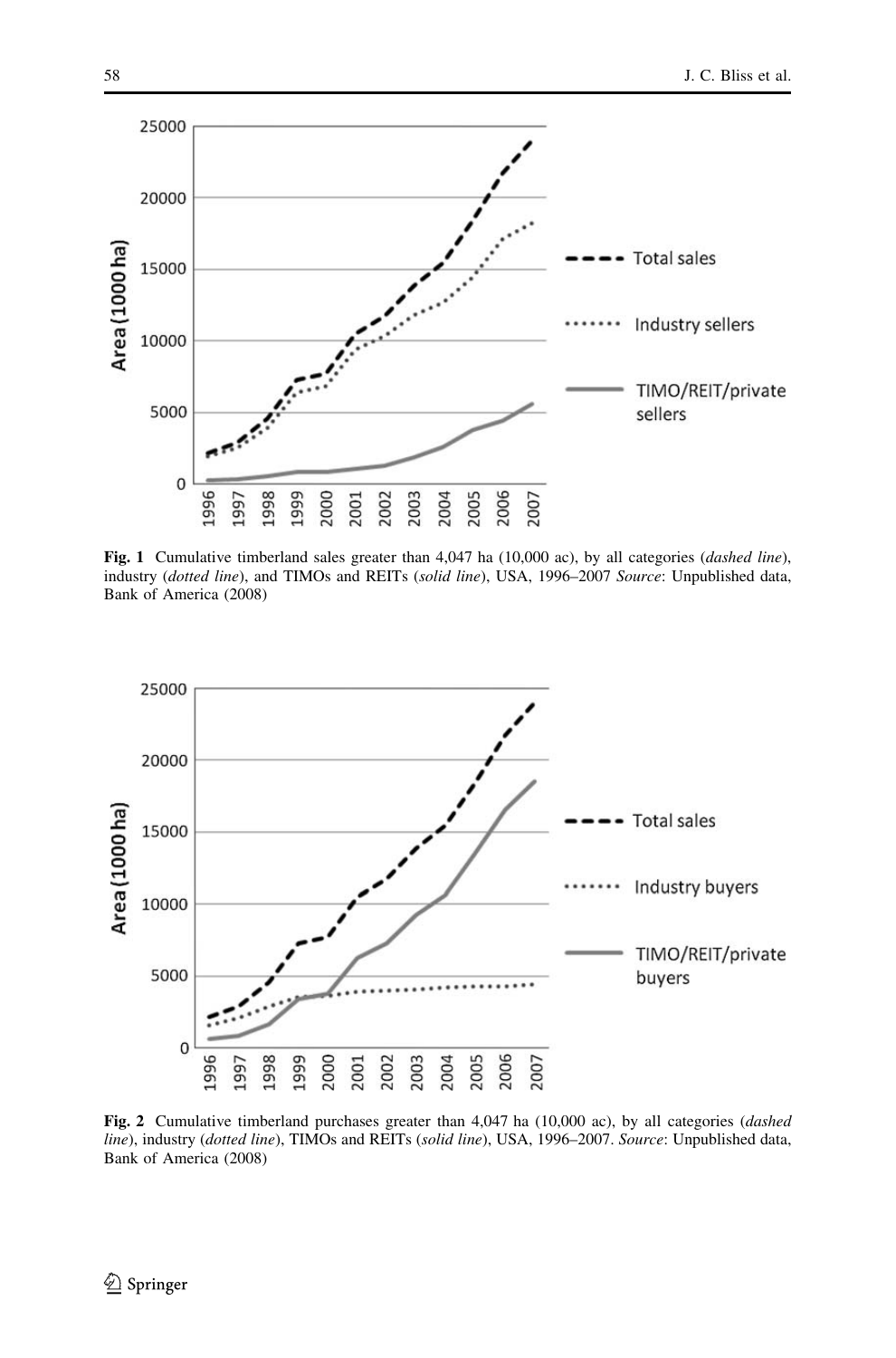**Fig. 1** Cumulative timberland sales greater than 4,047 ha (10,000 ac), by all categories (*dashed line*), industry (*dotted line*), and TIMOs and REITs (*solid line*), USA, 1996–2007 *Source*: Unpublished data, Bank of America (2008)

**Fig. 2** Cumulative timberland purchases greater than 4,047 ha (10,000 ac), by all categories (*dashed line*), industry (*dotted line*), TIMOs and REITs (*solid line*), USA, 1996–2007. *Source*: Unpublished data, Bank of America (2008)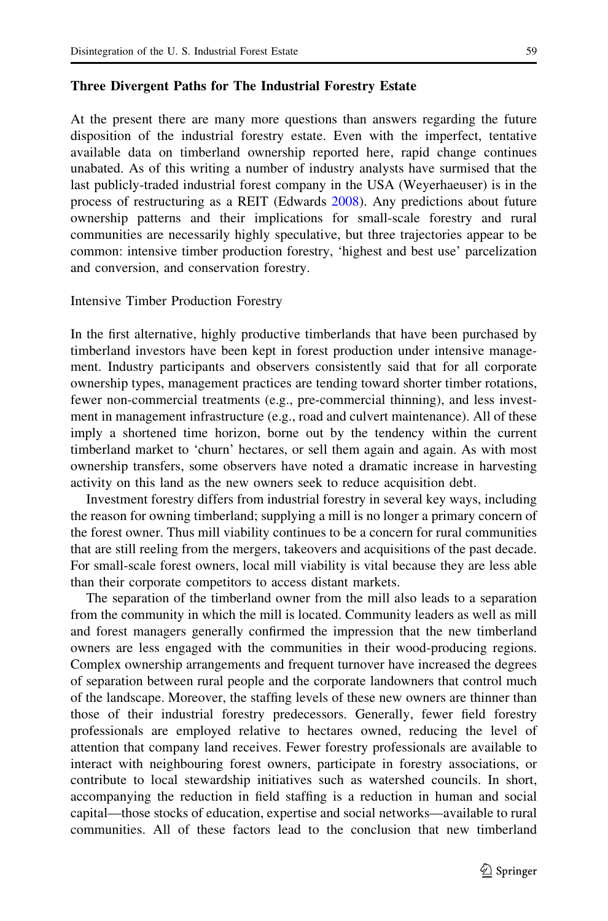### Three Divergent Paths for The Industrial Forestry Estate

At the present there are many more questions than answers regarding the future disposition of the industrial forestry estate. Even with the imperfect, tentative available data on timberland ownership reported here, rapid change continues unabated. As of this writing a number of industry analysts have surmised that the last publicly-traded industrial forest company in the USA (Weyerhaeuser) is in the process of restructuring as a REIT (Edwards 2008). Any predictions about future ownership patterns and their implications for small-scale forestry and rural communities are necessarily highly speculative, but three trajectories appear to be common: intensive timber production forestry, 'highest and best use' parcelization and conversion, and conservation forestry.

#### Intensive Timber Production Forestry

In the first alternative, highly productive timberlands that have been purchased by timberland investors have been kept in forest production under intensive management. Industry participants and observers consistently said that for all corporate ownership types, management practices are tending toward shorter timber rotations, fewer non-commercial treatments (e.g., pre-commercial thinning), and less investment in management infrastructure (e.g., road and culvert maintenance). All of these imply a shortened time horizon, borne out by the tendency within the current timberland market to 'churn' hectares, or sell them again and again. As with most ownership transfers, some observers have noted a dramatic increase in harvesting activity on this land as the new owners seek to reduce acquisition debt.

Investment forestry differs from industrial forestry in several key ways, including the reason for owning timberland; supplying a mill is no longer a primary concern of the forest owner. Thus mill viability continues to be a concern for rural communities that are still reeling from the mergers, takeovers and acquisitions of the past decade. For small-scale forest owners, local mill viability is vital because they are less able than their corporate competitors to access distant markets.

The separation of the timberland owner from the mill also leads to a separation from the community in which the mill is located. Community leaders as well as mill and forest managers generally confirmed the impression that the new timberland owners are less engaged with the communities in their wood-producing regions. Complex ownership arrangements and frequent turnover have increased the degrees of separation between rural people and the corporate landowners that control much of the landscape. Moreover, the staffing levels of these new owners are thinner than those of their industrial forestry predecessors. Generally, fewer field forestry professionals are employed relative to hectares owned, reducing the level of attention that company land receives. Fewer forestry professionals are available to interact with neighbouring forest owners, participate in forestry associations, or contribute to local stewardship initiatives such as watershed councils. In short, accompanying the reduction in field staffing is a reduction in human and social capital—those stocks of education, expertise and social networks—available to rural communities. All of these factors lead to the conclusion that new timberland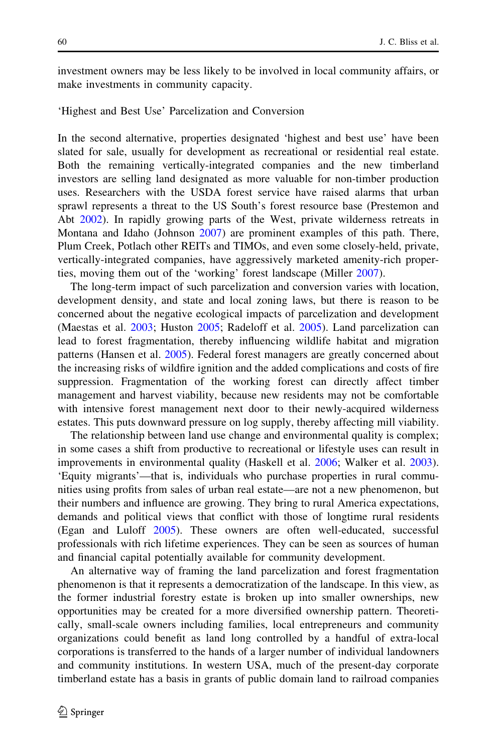investment owners may be less likely to be involved in local community affairs, or make investments in community capacity.

'Highest and Best Use' Parcelization and Conversion

In the second alternative, properties designated 'highest and best use' have been slated for sale, usually for development as recreational or residential real estate. Both the remaining vertically-integrated companies and the new timberland investors are selling land designated as more valuable for non-timber production uses. Researchers with the USDA forest service have raised alarms that urban sprawl represents a threat to the US South's forest resource base (Prestemon and Abt 2002). In rapidly growing parts of the West, private wilderness retreats in Montana and Idaho (Johnson 2007) are prominent examples of this path. There, Plum Creek, Potlach other REITs and TIMOs, and even some closely-held, private, vertically-integrated companies, have aggressively marketed amenity-rich properties, moving them out of the 'working' forest landscape (Miller 2007).

The long-term impact of such parcelization and conversion varies with location, development density, and state and local zoning laws, but there is reason to be concerned about the negative ecological impacts of parcelization and development (Maestas et al. 2003; Huston 2005; Radeloff et al. 2005). Land parcelization can lead to forest fragmentation, thereby influencing wildlife habitat and migration patterns (Hansen et al. 2005). Federal forest managers are greatly concerned about the increasing risks of wildfire ignition and the added complications and costs of fire suppression. Fragmentation of the working forest can directly affect timber management and harvest viability, because new residents may not be comfortable with intensive forest management next door to their newly-acquired wilderness estates. This puts downward pressure on log supply, thereby affecting mill viability.

The relationship between land use change and environmental quality is complex; in some cases a shift from productive to recreational or lifestyle uses can result in improvements in environmental quality (Haskell et al. 2006; Walker et al. 2003). 'Equity migrants'—that is, individuals who purchase properties in rural communities using profits from sales of urban real estate—are not a new phenomenon, but their numbers and influence are growing. They bring to rural America expectations, demands and political views that conflict with those of longtime rural residents (Egan and Luloff 2005). These owners are often well-educated, successful professionals with rich lifetime experiences. They can be seen as sources of human and financial capital potentially available for community development.

An alternative way of framing the land parcelization and forest fragmentation phenomenon is that it represents a democratization of the landscape. In this view, as the former industrial forestry estate is broken up into smaller ownerships, new opportunities may be created for a more diversified ownership pattern. Theoretically, small-scale owners including families, local entrepreneurs and community organizations could benefit as land long controlled by a handful of extra-local corporations is transferred to the hands of a larger number of individual landowners and community institutions. In western USA, much of the present-day corporate timberland estate has a basis in grants of public domain land to railroad companies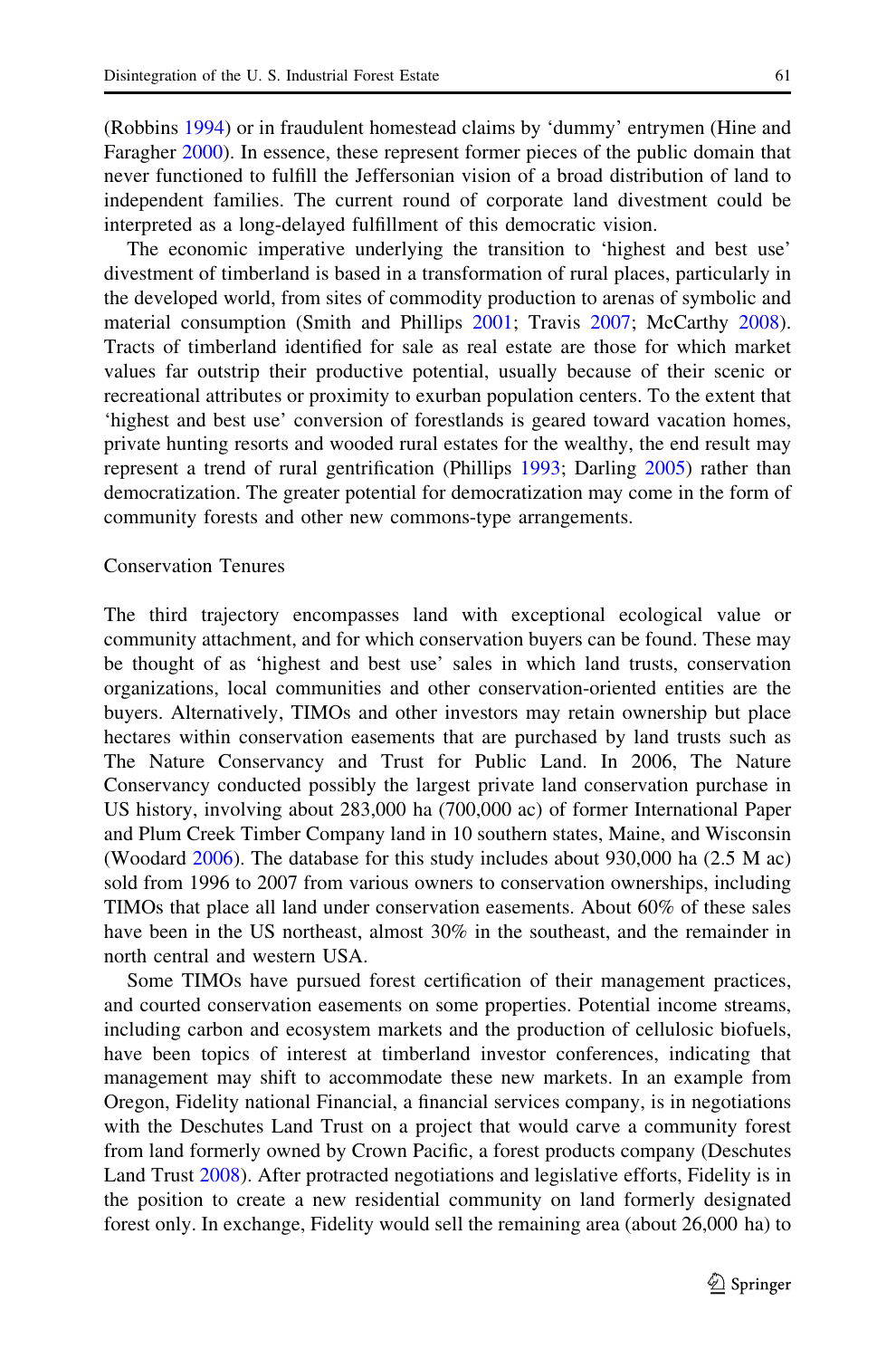(Robbins 1994) or in fraudulent homestead claims by 'dummy' entrymen (Hine and Faragher 2000). In essence, these represent former pieces of the public domain that never functioned to fulfill the Jeffersonian vision of a broad distribution of land to independent families. The current round of corporate land divestment could be interpreted as a long-delayed fulfillment of this democratic vision.

The economic imperative underlying the transition to 'highest and best use' divestment of timberland is based in a transformation of rural places, particularly in the developed world, from sites of commodity production to arenas of symbolic and material consumption (Smith and Phillips 2001; Travis 2007; McCarthy 2008). Tracts of timberland identified for sale as real estate are those for which market values far outstrip their productive potential, usually because of their scenic or recreational attributes or proximity to exurban population centers. To the extent that 'highest and best use' conversion of forestlands is geared toward vacation homes, private hunting resorts and wooded rural estates for the wealthy, the end result may represent a trend of rural gentrification (Phillips 1993; Darling 2005) rather than democratization. The greater potential for democratization may come in the form of community forests and other new commons-type arrangements.

### Conservation Tenures

The third trajectory encompasses land with exceptional ecological value or community attachment, and for which conservation buyers can be found. These may be thought of as 'highest and best use' sales in which land trusts, conservation organizations, local communities and other conservation-oriented entities are the buyers. Alternatively, TIMOs and other investors may retain ownership but place hectares within conservation easements that are purchased by land trusts such as The Nature Conservancy and Trust for Public Land. In 2006, The Nature Conservancy conducted possibly the largest private land conservation purchase in US history, involving about 283,000 ha (700,000 ac) of former International Paper and Plum Creek Timber Company land in 10 southern states, Maine, and Wisconsin (Woodard 2006). The database for this study includes about 930,000 ha (2.5 M ac) sold from 1996 to 2007 from various owners to conservation ownerships, including TIMOs that place all land under conservation easements. About 60% of these sales have been in the US northeast, almost 30% in the southeast, and the remainder in north central and western USA.

Some TIMOs have pursued forest certification of their management practices, and courted conservation easements on some properties. Potential income streams, including carbon and ecosystem markets and the production of cellulosic biofuels, have been topics of interest at timberland investor conferences, indicating that management may shift to accommodate these new markets. In an example from Oregon, Fidelity national Financial, a financial services company, is in negotiations with the Deschutes Land Trust on a project that would carve a community forest from land formerly owned by Crown Pacific, a forest products company (Deschutes Land Trust 2008). After protracted negotiations and legislative efforts, Fidelity is in the position to create a new residential community on land formerly designated forest only. In exchange, Fidelity would sell the remaining area (about 26,000 ha) to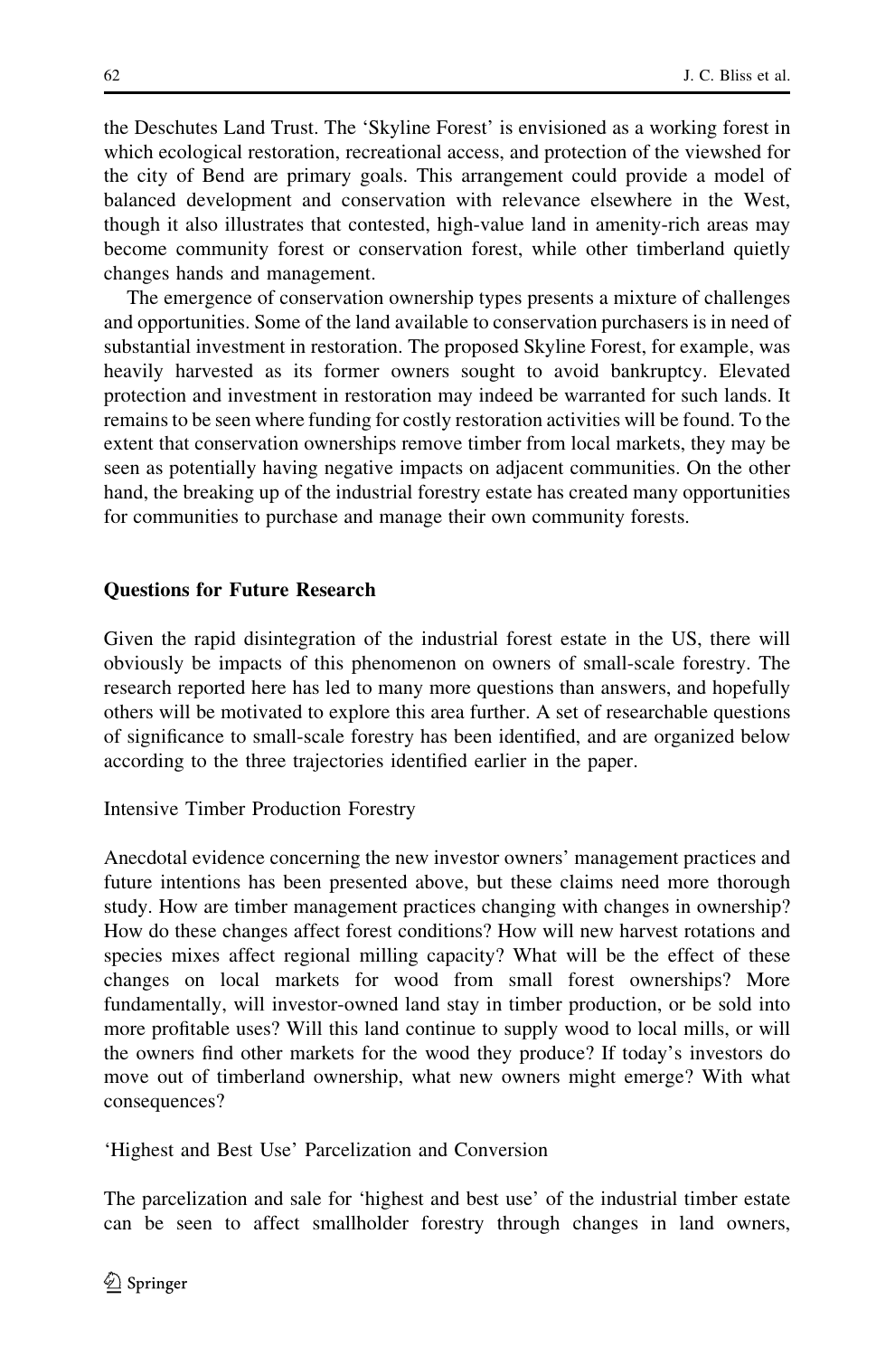the Deschutes Land Trust. The 'Skyline Forest' is envisioned as a working forest in which ecological restoration, recreational access, and protection of the viewshed for the city of Bend are primary goals. This arrangement could provide a model of balanced development and conservation with relevance elsewhere in the West, though it also illustrates that contested, high-value land in amenity-rich areas may become community forest or conservation forest, while other timberland quietly changes hands and management.

The emergence of conservation ownership types presents a mixture of challenges and opportunities. Some of the land available to conservation purchasers is in need of substantial investment in restoration. The proposed Skyline Forest, for example, was heavily harvested as its former owners sought to avoid bankruptcy. Elevated protection and investment in restoration may indeed be warranted for such lands. It remains to be seen where funding for costly restoration activities will be found. To the extent that conservation ownerships remove timber from local markets, they may be seen as potentially having negative impacts on adjacent communities. On the other hand, the breaking up of the industrial forestry estate has created many opportunities for communities to purchase and manage their own community forests.

## Questions for Future Research

Given the rapid disintegration of the industrial forest estate in the US, there will obviously be impacts of this phenomenon on owners of small-scale forestry. The research reported here has led to many more questions than answers, and hopefully others will be motivated to explore this area further. A set of researchable questions of significance to small-scale forestry has been identified, and are organized below according to the three trajectories identified earlier in the paper.

### Intensive Timber Production Forestry

Anecdotal evidence concerning the new investor owners' management practices and future intentions has been presented above, but these claims need more thorough study. How are timber management practices changing with changes in ownership? How do these changes affect forest conditions? How will new harvest rotations and species mixes affect regional milling capacity? What will be the effect of these changes on local markets for wood from small forest ownerships? More fundamentally, will investor-owned land stay in timber production, or be sold into more profitable uses? Will this land continue to supply wood to local mills, or will the owners find other markets for the wood they produce? If today's investors do move out of timberland ownership, what new owners might emerge? With what consequences?

### 'Highest and Best Use' Parcelization and Conversion

The parcelization and sale for 'highest and best use' of the industrial timber estate can be seen to affect smallholder forestry through changes in land owners,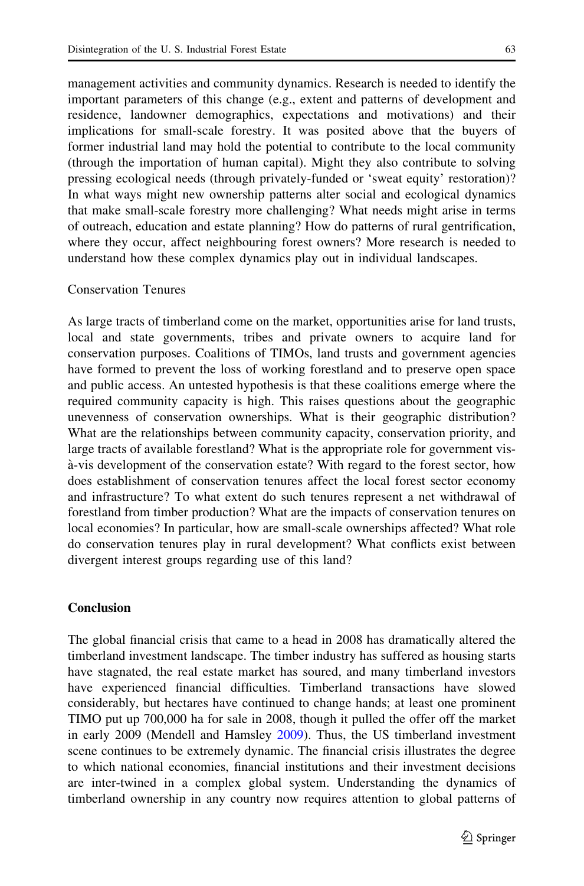management activities and community dynamics. Research is needed to identify the important parameters of this change (e.g., extent and patterns of development and residence, landowner demographics, expectations and motivations) and their implications for small-scale forestry. It was posited above that the buyers of former industrial land may hold the potential to contribute to the local community (through the importation of human capital). Might they also contribute to solving pressing ecological needs (through privately-funded or 'sweat equity' restoration)? In what ways might new ownership patterns alter social and ecological dynamics that make small-scale forestry more challenging? What needs might arise in terms of outreach, education and estate planning? How do patterns of rural gentrification, where they occur, affect neighbouring forest owners? More research is needed to understand how these complex dynamics play out in individual landscapes.

### Conservation Tenures

As large tracts of timberland come on the market, opportunities arise for land trusts, local and state governments, tribes and private owners to acquire land for conservation purposes. Coalitions of TIMOs, land trusts and government agencies have formed to prevent the loss of working forestland and to preserve open space and public access. An untested hypothesis is that these coalitions emerge where the required community capacity is high. This raises questions about the geographic unevenness of conservation ownerships. What is their geographic distribution? What are the relationships between community capacity, conservation priority, and large tracts of available forestland? What is the appropriate role for government vis-à-vis development of the conservation estate? With regard to the forest sector, how does establishment of conservation tenures affect the local forest sector economy and infrastructure? To what extent do such tenures represent a net withdrawal of forestland from timber production? What are the impacts of conservation tenures on local economies? In particular, how are small-scale ownerships affected? What role do conservation tenures play in rural development? What conflicts exist between divergent interest groups regarding use of this land?

## Conclusion

The global financial crisis that came to a head in 2008 has dramatically altered the timberland investment landscape. The timber industry has suffered as housing starts have stagnated, the real estate market has soured, and many timberland investors have experienced financial difficulties. Timberland transactions have slowed considerably, but hectares have continued to change hands; at least one prominent TIMO put up 700,000 ha for sale in 2008, though it pulled the offer off the market in early 2009 (Mendell and Hamsley 2009). Thus, the US timberland investment scene continues to be extremely dynamic. The financial crisis illustrates the degree to which national economies, financial institutions and their investment decisions are inter-twined in a complex global system. Understanding the dynamics of timberland ownership in any country now requires attention to global patterns of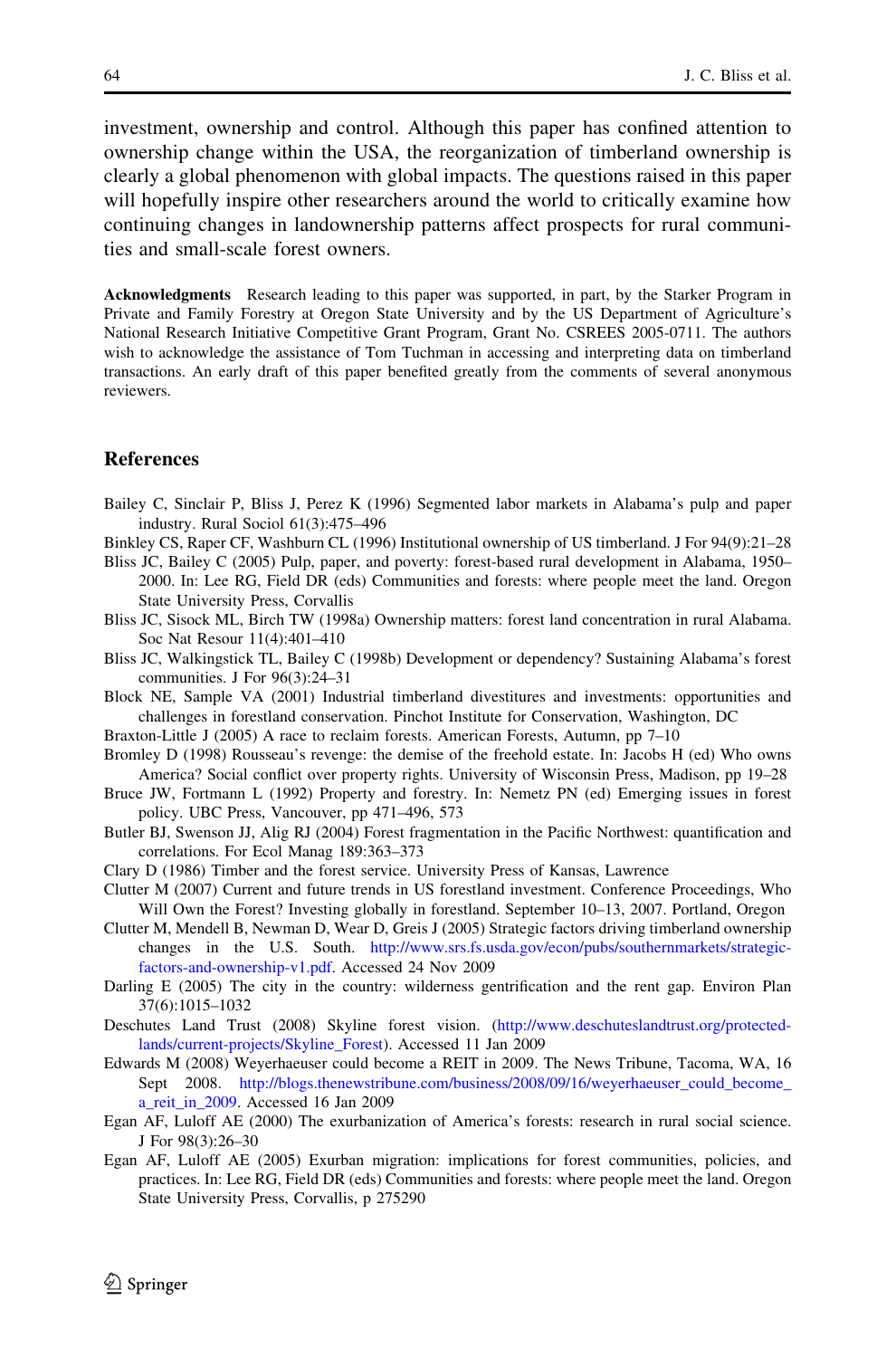investment, ownership and control. Although this paper has confined attention to ownership change within the USA, the reorganization of timberland ownership is clearly a global phenomenon with global impacts. The questions raised in this paper will hopefully inspire other researchers around the world to critically examine how continuing changes in landownership patterns affect prospects for rural communities and small-scale forest owners.

**Acknowledgments** Research leading to this paper was supported, in part, by the Starker Program in Private and Family Forestry at Oregon State University and by the US Department of Agriculture's National Research Initiative Competitive Grant Program, Grant No. CSREES 2005-0711. The authors wish to acknowledge the assistance of Tom Tuchman in accessing and interpreting data on timberland transactions. An early draft of this paper benefited greatly from the comments of several anonymous reviewers.

## References

Bailey C, Sinclair P, Bliss J, Perez K (1996) Segmented labor markets in Alabama's pulp and paper industry. Rural Sociol 61(3):475–496

Binkley CS, Raper CF, Washburn CL (1996) Institutional ownership of US timberland. J For 94(9):21–28

Bliss JC, Bailey C (2005) Pulp, paper, and poverty: forest-based rural development in Alabama, 1950–2000. In: Lee RG, Field DR (eds) Communities and forests: where people meet the land. Oregon State University Press, Corvallis

Bliss JC, Sisock ML, Birch TW (1998a) Ownership matters: forest land concentration in rural Alabama. Soc Nat Resour 11(4):401–410

Bliss JC, Walkingstick TL, Bailey C (1998b) Development or dependency? Sustaining Alabama's forest communities. J For 96(3):24–31

Block NE, Sample VA (2001) Industrial timberland divestitures and investments: opportunities and challenges in forestland conservation. Pinchot Institute for Conservation, Washington, DC

Braxton-Little J (2005) A race to reclaim forests. American Forests, Autumn, pp 7–10

Bromley D (1998) Rousseau's revenge: the demise of the freehold estate. In: Jacobs H (ed) Who owns America? Social conflict over property rights. University of Wisconsin Press, Madison, pp 19–28

Bruce JW, Fortmann L (1992) Property and forestry. In: Nemetz PN (ed) Emerging issues in forest policy. UBC Press, Vancouver, pp 471–496, 573

Butler BJ, Swenson JJ, Alig RJ (2004) Forest fragmentation in the Pacific Northwest: quantification and correlations. For Ecol Manag 189:363–373

Clary D (1986) Timber and the forest service. University Press of Kansas, Lawrence

Clutter M (2007) Current and future trends in US forestland investment. Conference Proceedings, Who Will Own the Forest? Investing globally in forestland. September 10–13, 2007. Portland, Oregon

Clutter M, Mendell B, Newman D, Wear D, Greis J (2005) Strategic factors driving timberland ownership changes in the U.S. South. http://www.srs.fs.usda.gov/econ/pubs/southernmarkets/strategic-factors-and-ownership-v1.pdf. Accessed 24 Nov 2009

Darling E (2005) The city in the country: wilderness gentrification and the rent gap. Environ Plan 37(6):1015–1032

Deschutes Land Trust (2008) Skyline forest vision. (http://www.deschuteslandtrust.org/protected-lands/current-projects/Skyline_Forest). Accessed 11 Jan 2009

Edwards M (2008) Weyerhaeuser could become a REIT in 2009. The News Tribune, Tacoma, WA, 16 Sept 2008. http://blogs.thenewstribune.com/business/2008/09/16/weyerhaeuser_could_become_a_reit_in_2009. Accessed 16 Jan 2009

Egan AF, Luloff AE (2000) The exurbanization of America's forests: research in rural social science. J For 98(3):26–30

Egan AF, Luloff AE (2005) Exurban migration: implications for forest communities, policies, and practices. In: Lee RG, Field DR (eds) Communities and forests: where people meet the land. Oregon State University Press, Corvallis, p 275290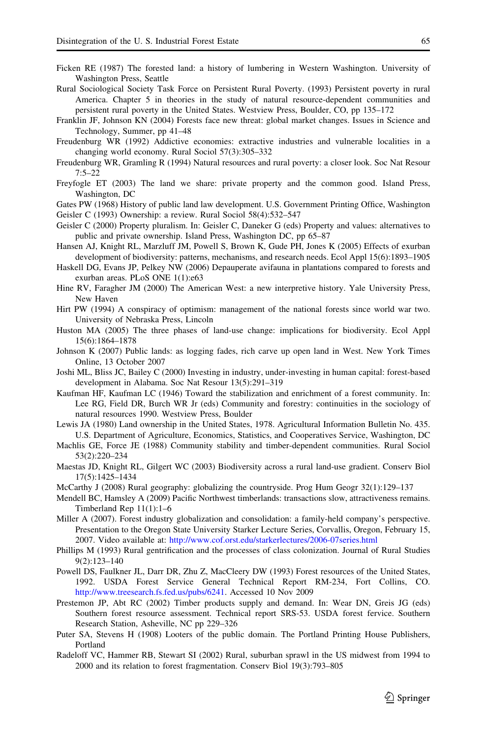Ficken RE (1987) The forested land: a history of lumbering in Western Washington. University of Washington Press, Seattle

Rural Sociological Society Task Force on Persistent Rural Poverty. (1993) Persistent poverty in rural America. Chapter 5 in theories in the study of natural resource-dependent communities and persistent rural poverty in the United States. Westview Press, Boulder, CO, pp 135–172

Franklin JF, Johnson KN (2004) Forests face new threat: global market changes. Issues in Science and Technology, Summer, pp 41–48

Freudenburg WR (1992) Addictive economies: extractive industries and vulnerable localities in a changing world economy. Rural Sociol 57(3):305–332

Freudenburg WR, Gramling R (1994) Natural resources and rural poverty: a closer look. Soc Nat Resour 7:5–22

Freyfogle ET (2003) The land we share: private property and the common good. Island Press, Washington, DC

Gates PW (1968) History of public land law development. U.S. Government Printing Office, Washington

Geisler C (1993) Ownership: a review. Rural Sociol 58(4):532–547

Geisler C (2000) Property pluralism. In: Geisler C, Daneker G (eds) Property and values: alternatives to public and private ownership. Island Press, Washington DC, pp 65–87

Hansen AJ, Knight RL, Marzluff JM, Powell S, Brown K, Gude PH, Jones K (2005) Effects of exurban development of biodiversity: patterns, mechanisms, and research needs. Ecol Appl 15(6):1893–1905

Haskell DG, Evans JP, Pelkey NW (2006) Depauperate avifauna in plantations compared to forests and exurban areas. PLoS ONE 1(1):e63

Hine RV, Faragher JM (2000) The American West: a new interpretive history. Yale University Press, New Haven

Hirt PW (1994) A conspiracy of optimism: management of the national forests since world war two. University of Nebraska Press, Lincoln

Huston MA (2005) The three phases of land-use change: implications for biodiversity. Ecol Appl 15(6):1864–1878

Johnson K (2007) Public lands: as logging fades, rich carve up open land in West. New York Times Online, 13 October 2007

Joshi ML, Bliss JC, Bailey C (2000) Investing in industry, under-investing in human capital: forest-based development in Alabama. Soc Nat Resour 13(5):291–319

Kaufman HF, Kaufman LC (1946) Toward the stabilization and enrichment of a forest community. In: Lee RG, Field DR, Burch WR Jr (eds) Community and forestry: continuities in the sociology of natural resources 1990. Westview Press, Boulder

Lewis JA (1980) Land ownership in the United States, 1978. Agricultural Information Bulletin No. 435. U.S. Department of Agriculture, Economics, Statistics, and Cooperatives Service, Washington, DC

Machlis GE, Force JE (1988) Community stability and timber-dependent communities. Rural Sociol 53(2):220–234

Maestas JD, Knight RL, Gilgert WC (2003) Biodiversity across a rural land-use gradient. Conserv Biol 17(5):1425–1434

McCarthy J (2008) Rural geography: globalizing the countryside. Prog Hum Geogr 32(1):129–137

Mendell BC, Hamsley A (2009) Pacific Northwest timberlands: transactions slow, attractiveness remains. Timberland Rep 11(1):1–6

Miller A (2007). Forest industry globalization and consolidation: a family-held company's perspective. Presentation to the Oregon State University Starker Lecture Series, Corvallis, Oregon, February 15, 2007. Video available at: http://www.cof.orst.edu/starkerlectures/2006-07series.html

Phillips M (1993) Rural gentrification and the processes of class colonization. Journal of Rural Studies 9(2):123–140

Powell DS, Faulkner JL, Darr DR, Zhu Z, MacCleery DW (1993) Forest resources of the United States, 1992. USDA Forest Service General Technical Report RM-234, Fort Collins, CO. http://www.treesearch.fs.fed.us/pubs/6241. Accessed 10 Nov 2009

Prestemon JP, Abt RC (2002) Timber products supply and demand. In: Wear DN, Greis JG (eds) Southern forest resource assessment. Technical report SRS-53. USDA forest fervice. Southern Research Station, Asheville, NC pp 229–326

Puter SA, Stevens H (1908) Looters of the public domain. The Portland Printing House Publishers, Portland

Radeloff VC, Hammer RB, Stewart SI (2002) Rural, suburban sprawl in the US midwest from 1994 to 2000 and its relation to forest fragmentation. Conserv Biol 19(3):793–805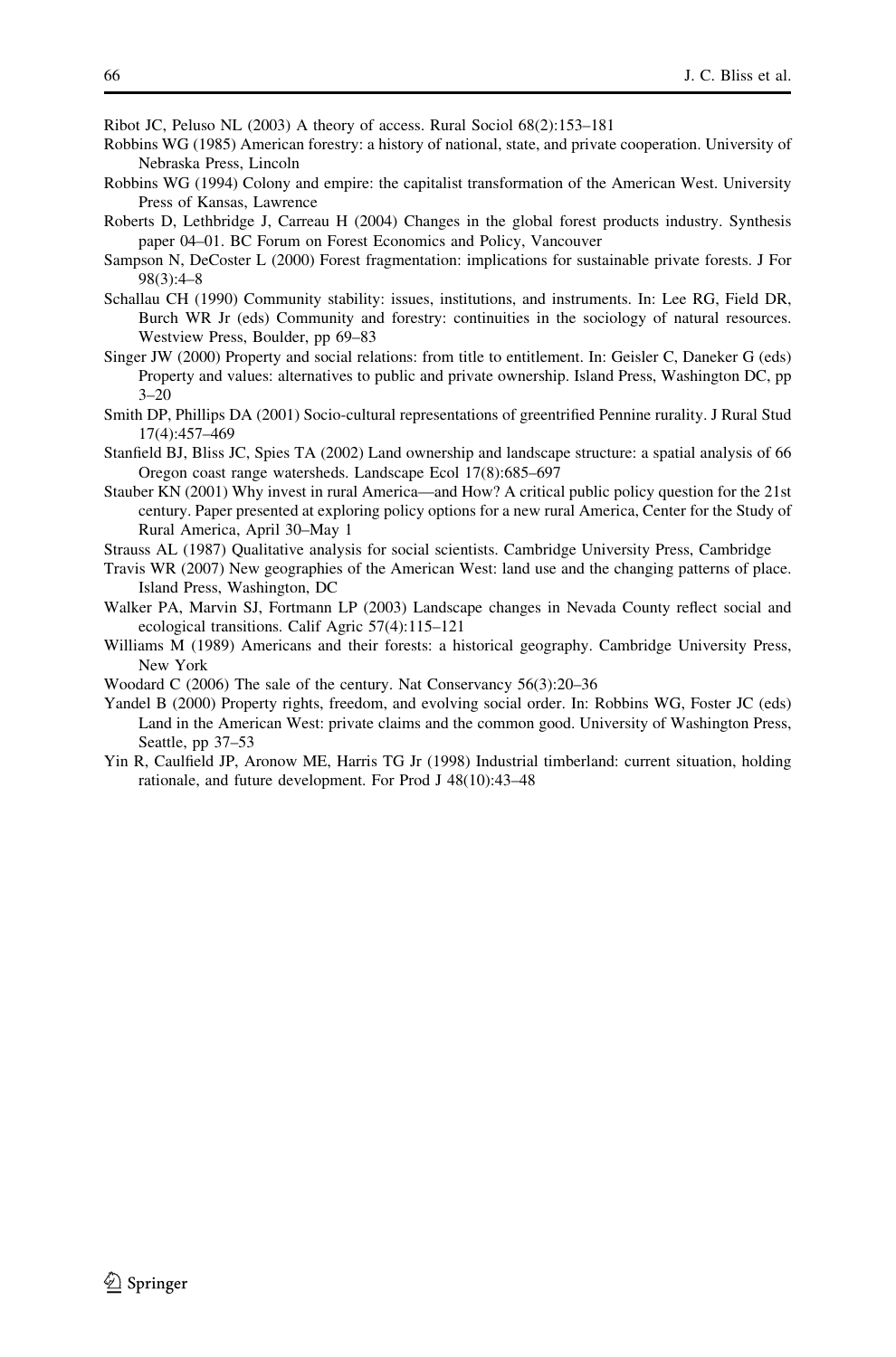Ribot JC, Peluso NL (2003) A theory of access. Rural Sociol 68(2):153–181

Robbins WG (1985) American forestry: a history of national, state, and private cooperation. University of Nebraska Press, Lincoln

Robbins WG (1994) Colony and empire: the capitalist transformation of the American West. University Press of Kansas, Lawrence

Roberts D, Lethbridge J, Carreau H (2004) Changes in the global forest products industry. Synthesis paper 04–01. BC Forum on Forest Economics and Policy, Vancouver

Sampson N, DeCoster L (2000) Forest fragmentation: implications for sustainable private forests. J For 98(3):4–8

Schallau CH (1990) Community stability: issues, institutions, and instruments. In: Lee RG, Field DR, Burch WR Jr (eds) Community and forestry: continuities in the sociology of natural resources. Westview Press, Boulder, pp 69–83

Singer JW (2000) Property and social relations: from title to entitlement. In: Geisler C, Daneker G (eds) Property and values: alternatives to public and private ownership. Island Press, Washington DC, pp 3–20

Smith DP, Phillips DA (2001) Socio-cultural representations of greentrified Pennine rurality. J Rural Stud 17(4):457–469

Stanfield BJ, Bliss JC, Spies TA (2002) Land ownership and landscape structure: a spatial analysis of 66 Oregon coast range watersheds. Landscape Ecol 17(8):685–697

Stauber KN (2001) Why invest in rural America—and How? A critical public policy question for the 21st century. Paper presented at exploring policy options for a new rural America, Center for the Study of Rural America, April 30–May 1

Strauss AL (1987) Qualitative analysis for social scientists. Cambridge University Press, Cambridge

Travis WR (2007) New geographies of the American West: land use and the changing patterns of place. Island Press, Washington, DC

Walker PA, Marvin SJ, Fortmann LP (2003) Landscape changes in Nevada County reflect social and ecological transitions. Calif Agric 57(4):115–121

Williams M (1989) Americans and their forests: a historical geography. Cambridge University Press, New York

Woodard C (2006) The sale of the century. Nat Conservancy 56(3):20–36

Yandel B (2000) Property rights, freedom, and evolving social order. In: Robbins WG, Foster JC (eds) Land in the American West: private claims and the common good. University of Washington Press, Seattle, pp 37–53

Yin R, Caulfield JP, Aronow ME, Harris TG Jr (1998) Industrial timberland: current situation, holding rationale, and future development. For Prod J 48(10):43–48